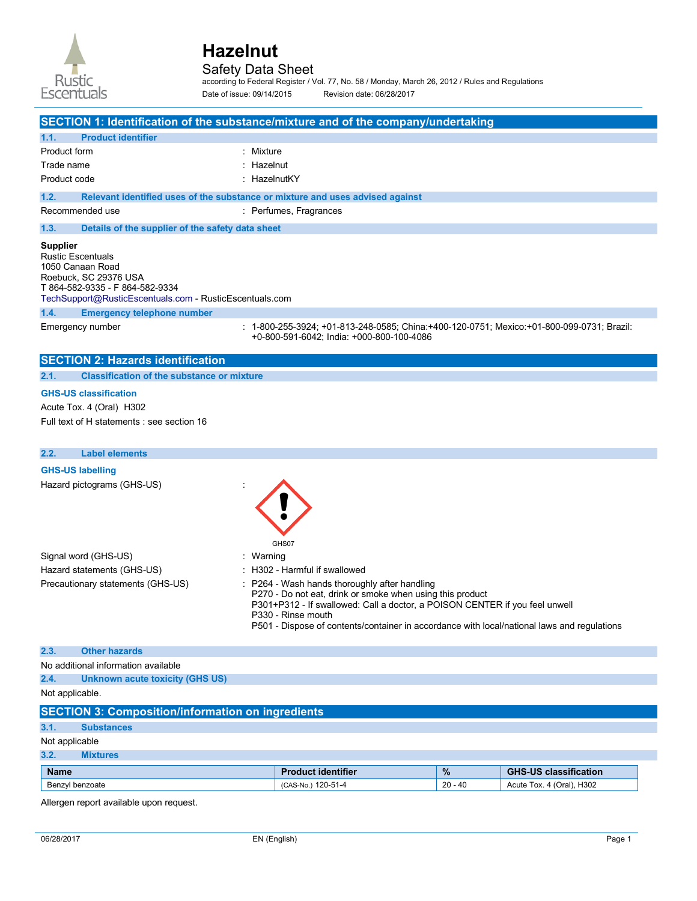# Hazelnut

## Safety Data Sheet

according to Federal Register / Vol. 77, No. 58 / Monday, March 26, 2012 / Rules and Regulations

Date of issue: 09/14/2015 Revision date: 06/28/2017

## SECTION 1: Identification of the substance/mixture and of the company/undertaking

### 1.1. Product identifier

Product form : Mixture

Trade name : Hazelnut

Product code : HazelnutKY

### 1.2. Relevant identified uses of the substance or mixture and uses advised against

Recommended use : Perfumes, Fragrances

### 1.3. Details of the supplier of the safety data sheet

**Supplier**
Rustic Escentuals
1050 Canaan Road
Roebuck, SC 29376 USA
T 864-582-9335 - F 864-582-9334
TechSupport@RusticEscentuals.com - RusticEscentuals.com

### 1.4. Emergency telephone number

Emergency number : 1-800-255-3924; +01-813-248-0585; China:+400-120-0751; Mexico:+01-800-099-0731; Brazil: +0-800-591-6042; India: +000-800-100-4086

## SECTION 2: Hazards identification

### 2.1. Classification of the substance or mixture

**GHS-US classification**

Acute Tox. 4 (Oral) H302

Full text of H statements : see section 16

### 2.2. Label elements

**GHS-US labelling**

Hazard pictograms (GHS-US) :

GHS07

Signal word (GHS-US) : Warning

Hazard statements (GHS-US) : H302 - Harmful if swallowed

Precautionary statements (GHS-US) : P264 - Wash hands thoroughly after handling
P270 - Do not eat, drink or smoke when using this product
P301+P312 - If swallowed: Call a doctor, a POISON CENTER if you feel unwell
P330 - Rinse mouth
P501 - Dispose of contents/container in accordance with local/national laws and regulations

### 2.3. Other hazards

No additional information available

### 2.4. Unknown acute toxicity (GHS US)

Not applicable.

## SECTION 3: Composition/information on ingredients

### 3.1. Substances

Not applicable

### 3.2. Mixtures

| Name | Product identifier | % | GHS-US classification |
| --- | --- | --- | --- |
| Benzyl benzoate | (CAS-No.) 120-51-4 | 20 - 40 | Acute Tox. 4 (Oral), H302 |

Allergen report available upon request.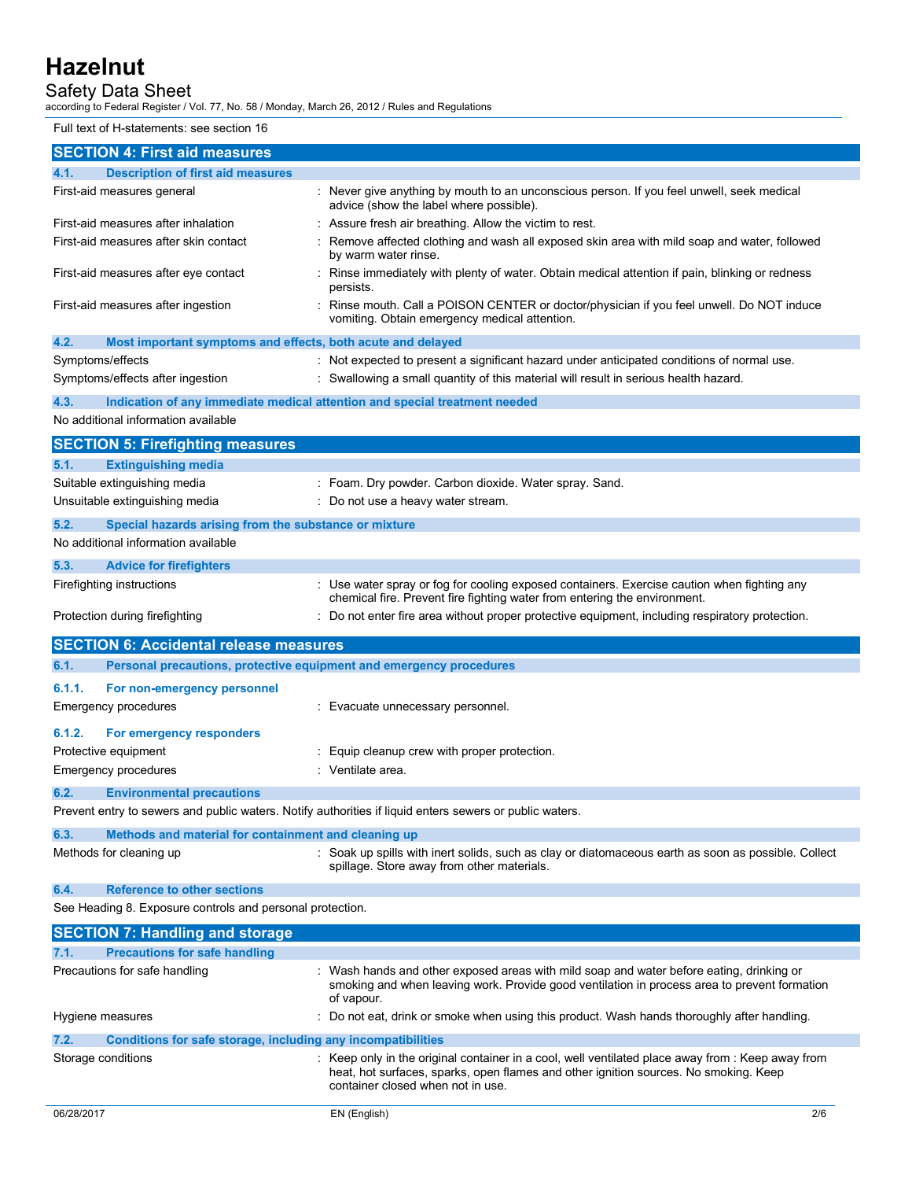Full text of H-statements: see section 16

## SECTION 4: First aid measures

### 4.1. Description of first aid measures

| | |
|---|---|
| First-aid measures general | : Never give anything by mouth to an unconscious person. If you feel unwell, seek medical advice (show the label where possible). |
| First-aid measures after inhalation | : Assure fresh air breathing. Allow the victim to rest. |
| First-aid measures after skin contact | : Remove affected clothing and wash all exposed skin area with mild soap and water, followed by warm water rinse. |
| First-aid measures after eye contact | : Rinse immediately with plenty of water. Obtain medical attention if pain, blinking or redness persists. |
| First-aid measures after ingestion | : Rinse mouth. Call a POISON CENTER or doctor/physician if you feel unwell. Do NOT induce vomiting. Obtain emergency medical attention. |

### 4.2. Most important symptoms and effects, both acute and delayed

| | |
|---|---|
| Symptoms/effects | : Not expected to present a significant hazard under anticipated conditions of normal use. |
| Symptoms/effects after ingestion | : Swallowing a small quantity of this material will result in serious health hazard. |

### 4.3. Indication of any immediate medical attention and special treatment needed

No additional information available

## SECTION 5: Firefighting measures

### 5.1. Extinguishing media

| | |
|---|---|
| Suitable extinguishing media | : Foam. Dry powder. Carbon dioxide. Water spray. Sand. |
| Unsuitable extinguishing media | : Do not use a heavy water stream. |

### 5.2. Special hazards arising from the substance or mixture

No additional information available

### 5.3. Advice for firefighters

| | |
|---|---|
| Firefighting instructions | : Use water spray or fog for cooling exposed containers. Exercise caution when fighting any chemical fire. Prevent fire fighting water from entering the environment. |
| Protection during firefighting | : Do not enter fire area without proper protective equipment, including respiratory protection. |

## SECTION 6: Accidental release measures

### 6.1. Personal precautions, protective equipment and emergency procedures

#### 6.1.1. For non-emergency personnel

| | |
|---|---|
| Emergency procedures | : Evacuate unnecessary personnel. |

#### 6.1.2. For emergency responders

| | |
|---|---|
| Protective equipment | : Equip cleanup crew with proper protection. |
| Emergency procedures | : Ventilate area. |

### 6.2. Environmental precautions

Prevent entry to sewers and public waters. Notify authorities if liquid enters sewers or public waters.

### 6.3. Methods and material for containment and cleaning up

| | |
|---|---|
| Methods for cleaning up | : Soak up spills with inert solids, such as clay or diatomaceous earth as soon as possible. Collect spillage. Store away from other materials. |

### 6.4. Reference to other sections

See Heading 8. Exposure controls and personal protection.

## SECTION 7: Handling and storage

### 7.1. Precautions for safe handling

| | |
|---|---|
| Precautions for safe handling | : Wash hands and other exposed areas with mild soap and water before eating, drinking or smoking and when leaving work. Provide good ventilation in process area to prevent formation of vapour. |
| Hygiene measures | : Do not eat, drink or smoke when using this product. Wash hands thoroughly after handling. |

### 7.2. Conditions for safe storage, including any incompatibilities

| | |
|---|---|
| Storage conditions | : Keep only in the original container in a cool, well ventilated place away from : Keep away from heat, hot surfaces, sparks, open flames and other ignition sources. No smoking. Keep container closed when not in use. |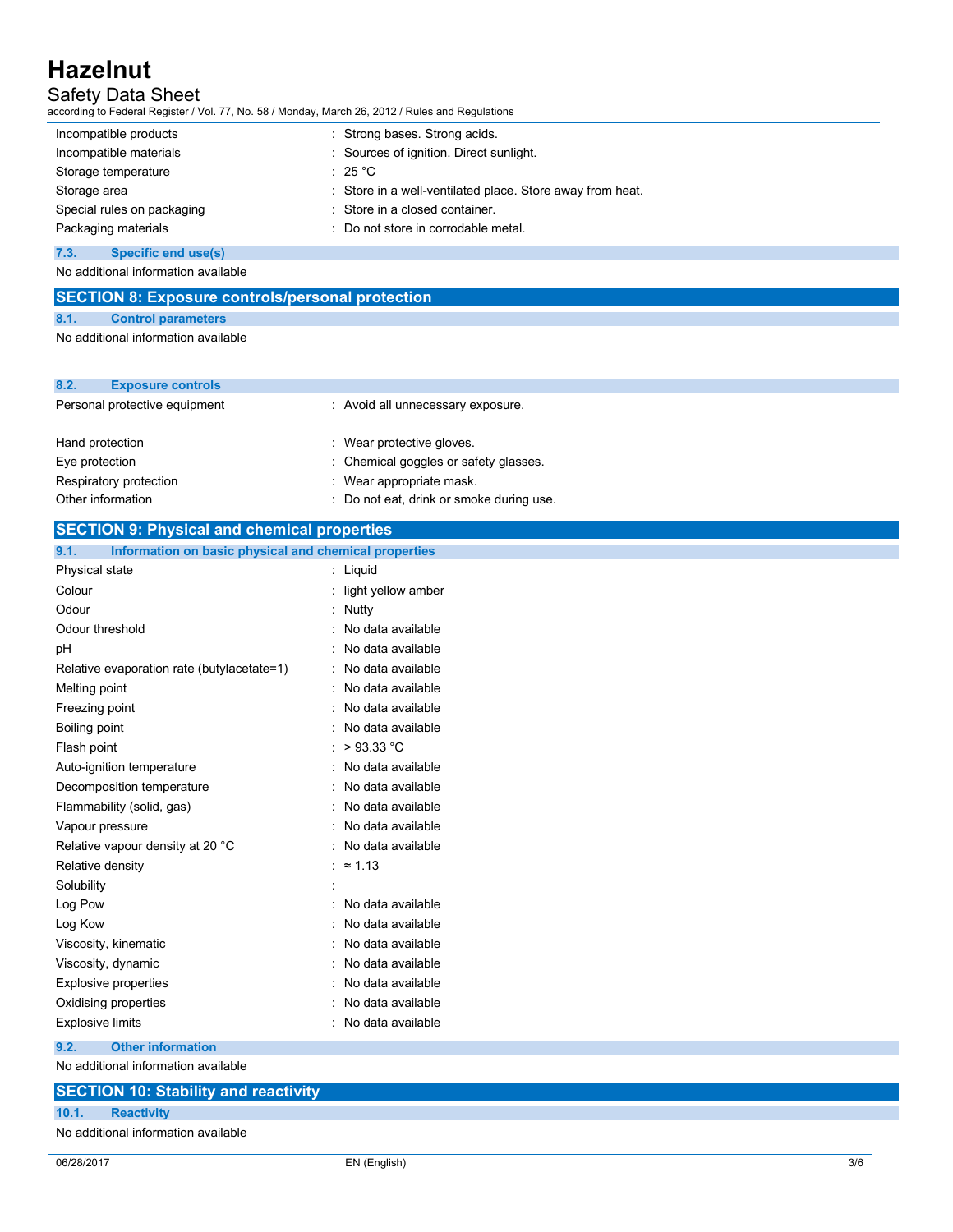| | |
|---|---|
| Incompatible products | : Strong bases. Strong acids. |
| Incompatible materials | : Sources of ignition. Direct sunlight. |
| Storage temperature | : 25 °C |
| Storage area | : Store in a well-ventilated place. Store away from heat. |
| Special rules on packaging | : Store in a closed container. |
| Packaging materials | : Do not store in corrodable metal. |

### 7.3. Specific end use(s)

No additional information available

## SECTION 8: Exposure controls/personal protection

### 8.1. Control parameters

No additional information available

### 8.2. Exposure controls

| | |
|---|---|
| Personal protective equipment | : Avoid all unnecessary exposure. |
| Hand protection | : Wear protective gloves. |
| Eye protection | : Chemical goggles or safety glasses. |
| Respiratory protection | : Wear appropriate mask. |
| Other information | : Do not eat, drink or smoke during use. |

## SECTION 9: Physical and chemical properties

### 9.1. Information on basic physical and chemical properties

| | |
|---|---|
| Physical state | : Liquid |
| Colour | : light yellow amber |
| Odour | : Nutty |
| Odour threshold | : No data available |
| pH | : No data available |
| Relative evaporation rate (butylacetate=1) | : No data available |
| Melting point | : No data available |
| Freezing point | : No data available |
| Boiling point | : No data available |
| Flash point | : > 93.33 °C |
| Auto-ignition temperature | : No data available |
| Decomposition temperature | : No data available |
| Flammability (solid, gas) | : No data available |
| Vapour pressure | : No data available |
| Relative vapour density at 20 °C | : No data available |
| Relative density | : ≈ 1.13 |
| Solubility | : |
| Log Pow | : No data available |
| Log Kow | : No data available |
| Viscosity, kinematic | : No data available |
| Viscosity, dynamic | : No data available |
| Explosive properties | : No data available |
| Oxidising properties | : No data available |
| Explosive limits | : No data available |

### 9.2. Other information

No additional information available

## SECTION 10: Stability and reactivity

### 10.1. Reactivity

No additional information available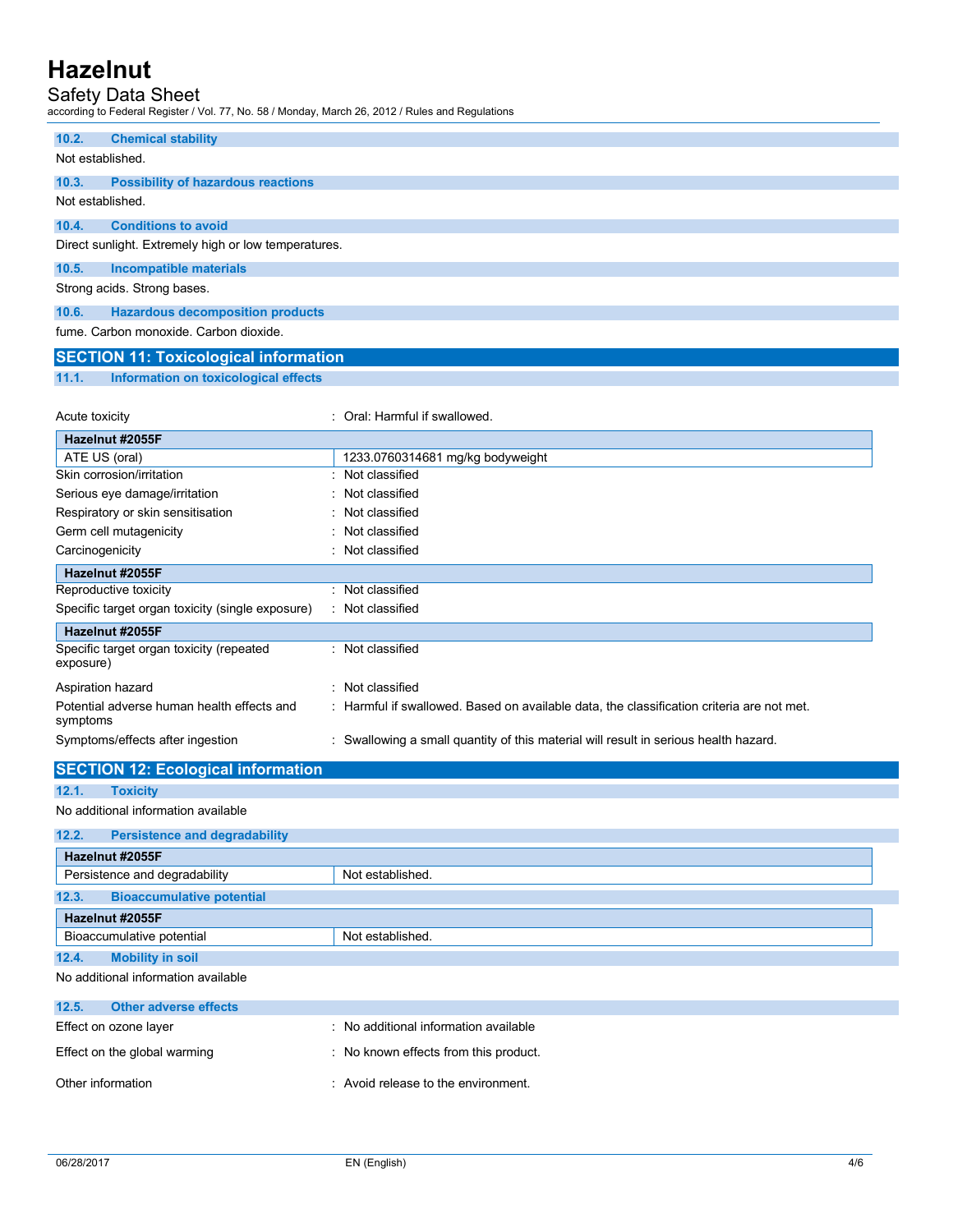#### 10.2. Chemical stability

Not established.

#### 10.3. Possibility of hazardous reactions

Not established.

#### 10.4. Conditions to avoid

Direct sunlight. Extremely high or low temperatures.

#### 10.5. Incompatible materials

Strong acids. Strong bases.

#### 10.6. Hazardous decomposition products

fume. Carbon monoxide. Carbon dioxide.

## SECTION 11: Toxicological information

#### 11.1. Information on toxicological effects

Acute toxicity : Oral: Harmful if swallowed.

| Hazelnut #2055F | |
|---|---|
| ATE US (oral) | 1233.0760314681 mg/kg bodyweight |

Skin corrosion/irritation : Not classified

Serious eye damage/irritation : Not classified

Respiratory or skin sensitisation : Not classified

Germ cell mutagenicity : Not classified

Carcinogenicity : Not classified

| Hazelnut #2055F |
|---|

Reproductive toxicity : Not classified

Specific target organ toxicity (single exposure) : Not classified

| Hazelnut #2055F |
|---|

Specific target organ toxicity (repeated exposure) : Not classified

Aspiration hazard : Not classified

Potential adverse human health effects and symptoms : Harmful if swallowed. Based on available data, the classification criteria are not met.

Symptoms/effects after ingestion : Swallowing a small quantity of this material will result in serious health hazard.

## SECTION 12: Ecological information

#### 12.1. Toxicity

No additional information available

#### 12.2. Persistence and degradability

| Hazelnut #2055F | |
|---|---|
| Persistence and degradability | Not established. |

#### 12.3. Bioaccumulative potential

| Hazelnut #2055F | |
|---|---|
| Bioaccumulative potential | Not established. |

#### 12.4. Mobility in soil

No additional information available

#### 12.5. Other adverse effects

Effect on ozone layer : No additional information available

Effect on the global warming : No known effects from this product.

Other information : Avoid release to the environment.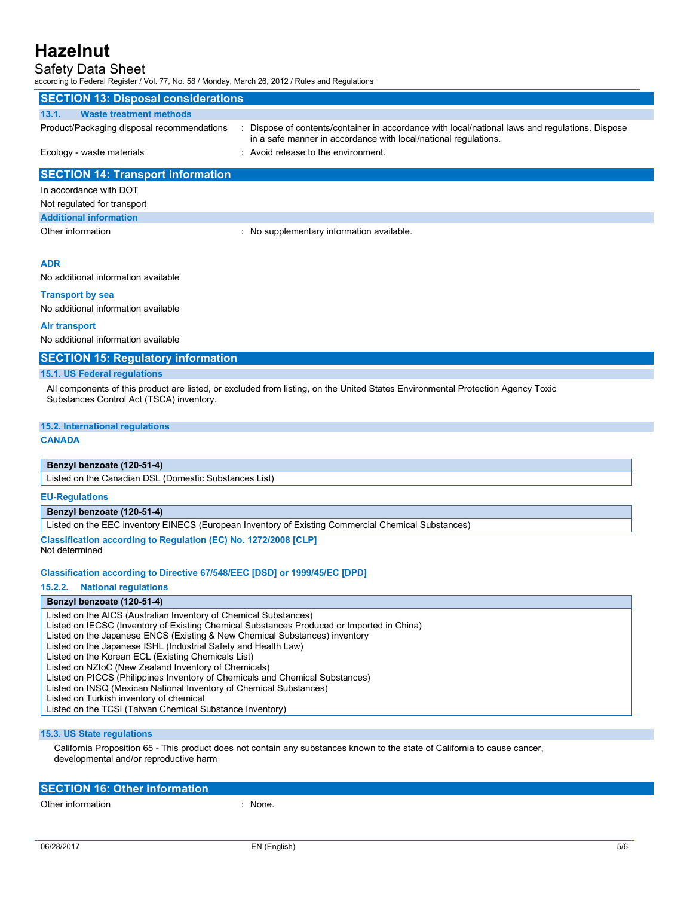## SECTION 13: Disposal considerations

### 13.1. Waste treatment methods

Product/Packaging disposal recommendations : Dispose of contents/container in accordance with local/national laws and regulations. Dispose in a safe manner in accordance with local/national regulations.

Ecology - waste materials : Avoid release to the environment.

## SECTION 14: Transport information

In accordance with DOT

Not regulated for transport

### Additional information

Other information : No supplementary information available.

#### ADR

No additional information available

#### Transport by sea

No additional information available

#### Air transport

No additional information available

## SECTION 15: Regulatory information

### 15.1. US Federal regulations

All components of this product are listed, or excluded from listing, on the United States Environmental Protection Agency Toxic Substances Control Act (TSCA) inventory.

### 15.2. International regulations

#### CANADA

| Benzyl benzoate (120-51-4) |
|---|
| Listed on the Canadian DSL (Domestic Substances List) |

#### EU-Regulations

| Benzyl benzoate (120-51-4) |
|---|
| Listed on the EEC inventory EINECS (European Inventory of Existing Commercial Chemical Substances) |

#### Classification according to Regulation (EC) No. 1272/2008 [CLP]

Not determined

#### Classification according to Directive 67/548/EEC [DSD] or 1999/45/EC [DPD]

#### 15.2.2. National regulations

| Benzyl benzoate (120-51-4) |
|---|
| Listed on the AICS (Australian Inventory of Chemical Substances)<br>Listed on IECSC (Inventory of Existing Chemical Substances Produced or Imported in China)<br>Listed on the Japanese ENCS (Existing & New Chemical Substances) inventory<br>Listed on the Japanese ISHL (Industrial Safety and Health Law)<br>Listed on the Korean ECL (Existing Chemicals List)<br>Listed on NZIoC (New Zealand Inventory of Chemicals)<br>Listed on PICCS (Philippines Inventory of Chemicals and Chemical Substances)<br>Listed on INSQ (Mexican National Inventory of Chemical Substances)<br>Listed on Turkish inventory of chemical<br>Listed on the TCSI (Taiwan Chemical Substance Inventory) |

### 15.3. US State regulations

California Proposition 65 - This product does not contain any substances known to the state of California to cause cancer, developmental and/or reproductive harm

## SECTION 16: Other information

Other information : None.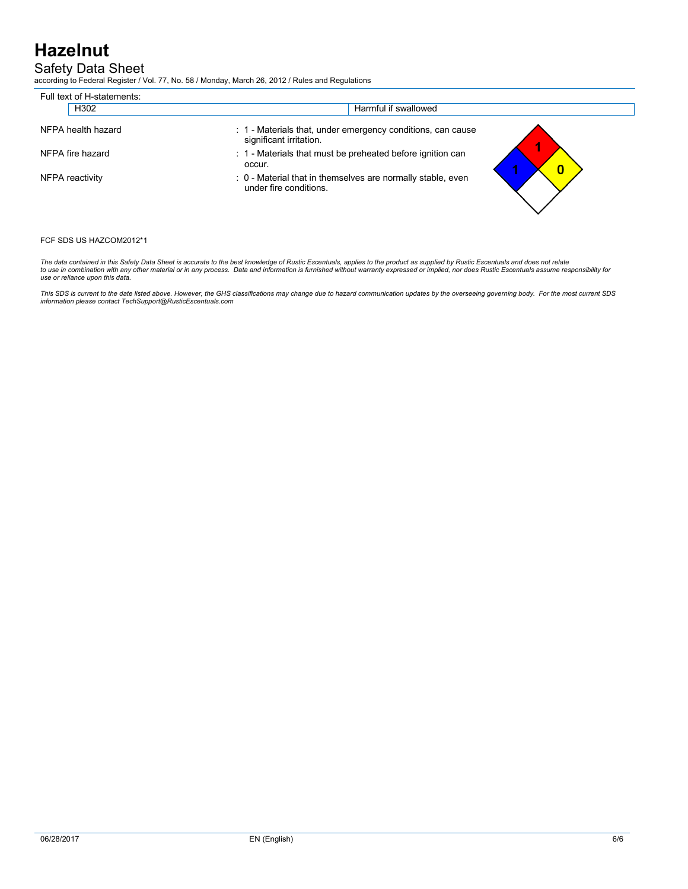Full text of H-statements:

| | |
|---|---|
| H302 | Harmful if swallowed |

| | |
|---|---|
| NFPA health hazard | : 1 - Materials that, under emergency conditions, can cause significant irritation. |
| NFPA fire hazard | : 1 - Materials that must be preheated before ignition can occur. |
| NFPA reactivity | : 0 - Material that in themselves are normally stable, even under fire conditions. |

1
1
0

FCF SDS US HAZCOM2012*1

*The data contained in this Safety Data Sheet is accurate to the best knowledge of Rustic Escentuals, applies to the product as supplied by Rustic Escentuals and does not relate to use in combination with any other material or in any process. Data and information is furnished without warranty expressed or implied, nor does Rustic Escentuals assume responsibility for use or reliance upon this data.*

*This SDS is current to the date listed above. However, the GHS classifications may change due to hazard communication updates by the overseeing governing body. For the most current SDS information please contact TechSupport@RusticEscentuals.com*